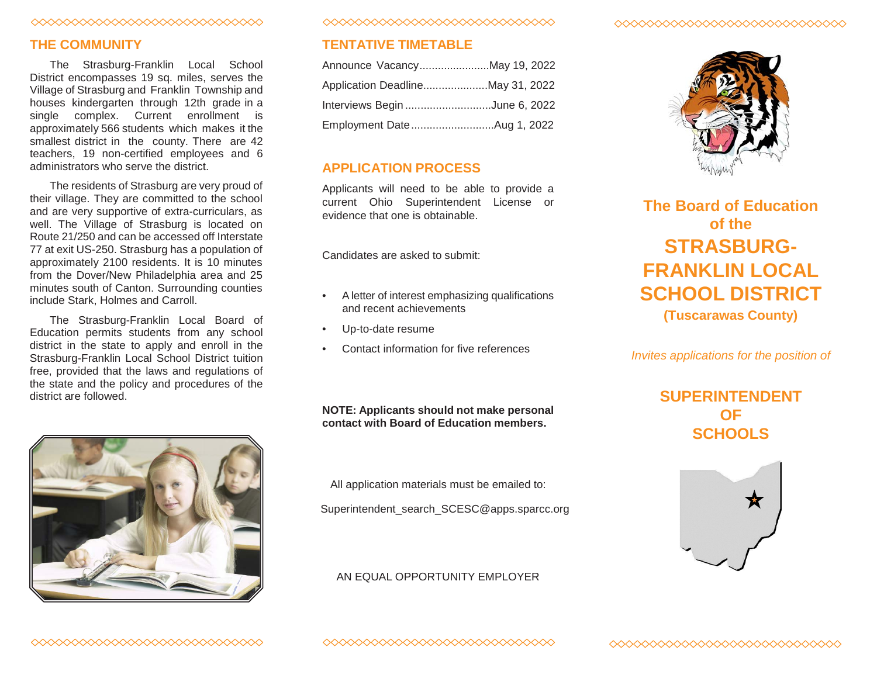## THE COMMUNITY

The Strasburg-Franklin Local School District encompasses 19 sq. miles, serves the Village of Strasburg and Franklin Township and houses kindergarten through 12th grade in a single complex. Current enrollment is approximately 566 students which makes it the smallest district in the county. There are 42 teachers, 19 non-certified employees and 6 administrators who serve the district.

The residents of Strasburg are very proud of their village. They are committed to the school and are very supportive of extra-curriculars, as well. The Village of Strasburg is located on Route 21/250 and can be accessed off Interstate 77 at exit US-250. Strasburg has a population of approximately 2100 residents. It is 10 minutes from the Dover/New Philadelphia area and 25 minutes south of Canton. Surrounding counties include Stark, Holmes and Carroll.

The Strasburg-Franklin Local Board of Education permits students from any school district in the state to apply and enroll in the Strasburg-Franklin Local School District tuition free, provided that the laws and regulations of the state and the policy and procedures of the district are followed.

## TENTATIVE TIMETABLE

Announce Vacancy.......................May 19, 2022
Application Deadline.....................May 31, 2022
Interviews Begin ............................June 6, 2022
Employment Date...........................Aug 1, 2022

## APPLICATION PROCESS

Applicants will need to be able to provide a current Ohio Superintendent License or evidence that one is obtainable.

Candidates are asked to submit:

- A letter of interest emphasizing qualifications and recent achievements
- Up-to-date resume
- Contact information for five references

**NOTE: Applicants should not make personal contact with Board of Education members.**

All application materials must be emailed to:

Superintendent_search_SCESC@apps.sparcc.org

AN EQUAL OPPORTUNITY EMPLOYER

# The Board of Education of the STRASBURG-FRANKLIN LOCAL SCHOOL DISTRICT

**(Tuscarawas County)**

*Invites applications for the position of*

## SUPERINTENDENT OF SCHOOLS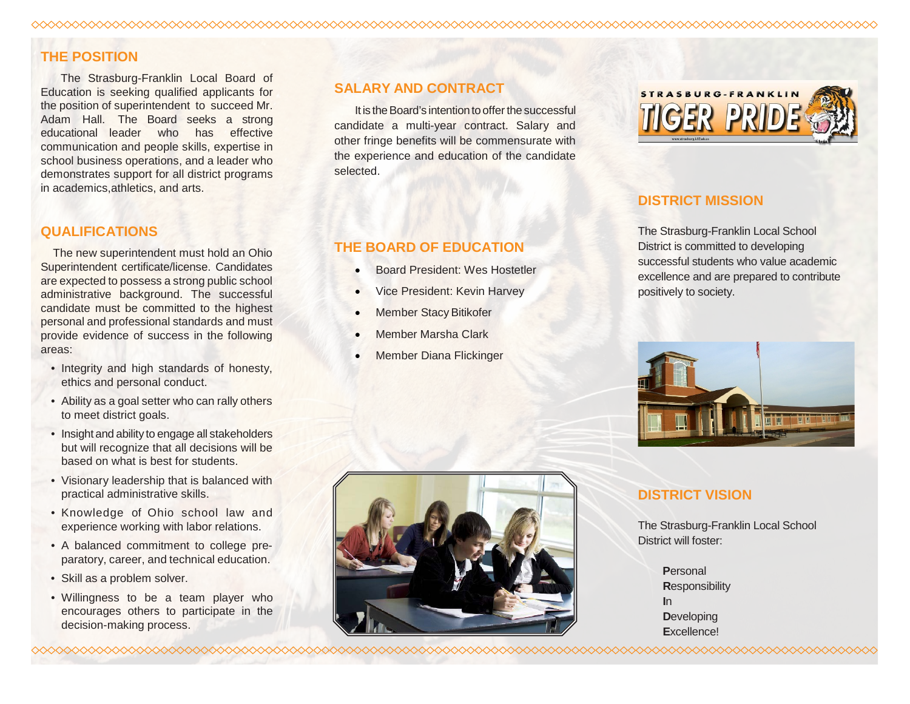## THE POSITION

The Strasburg-Franklin Local Board of Education is seeking qualified applicants for the position of superintendent to succeed Mr. Adam Hall. The Board seeks a strong educational leader who has effective communication and people skills, expertise in school business operations, and a leader who demonstrates support for all district programs in academics,athletics, and arts.

## QUALIFICATIONS

The new superintendent must hold an Ohio Superintendent certificate/license. Candidates are expected to possess a strong public school administrative background. The successful candidate must be committed to the highest personal and professional standards and must provide evidence of success in the following areas:

- Integrity and high standards of honesty, ethics and personal conduct.
- Ability as a goal setter who can rally others to meet district goals.
- Insight and ability to engage all stakeholders but will recognize that all decisions will be based on what is best for students.
- Visionary leadership that is balanced with practical administrative skills.
- Knowledge of Ohio school law and experience working with labor relations.
- A balanced commitment to college pre-paratory, career, and technical education.
- Skill as a problem solver.
- Willingness to be a team player who encourages others to participate in the decision-making process.

## SALARY AND CONTRACT

It is the Board's intention to offer the successful candidate a multi-year contract. Salary and other fringe benefits will be commensurate with the experience and education of the candidate selected.

## THE BOARD OF EDUCATION

- Board President: Wes Hostetler
- Vice President: Kevin Harvey
- Member Stacy Bitikofer
- Member Marsha Clark
- Member Diana Flickinger

STRASBURG-FRANKLIN TIGER PRIDE

## DISTRICT MISSION

The Strasburg-Franklin Local School District is committed to developing successful students who value academic excellence and are prepared to contribute positively to society.

## DISTRICT VISION

The Strasburg-Franklin Local School District will foster:

**P**ersonal
**R**esponsibility
**I**n
**D**eveloping
**E**xcellence!